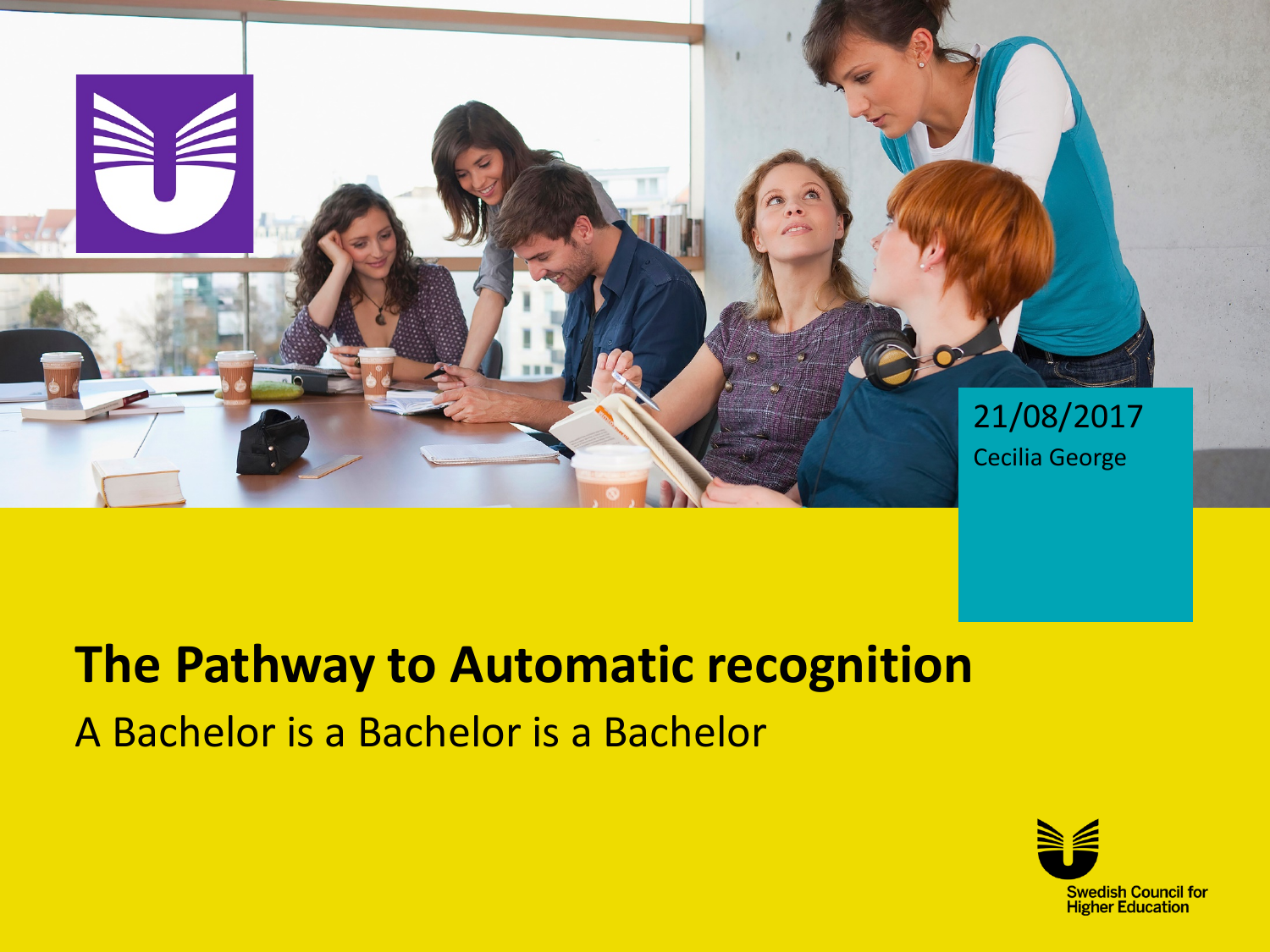21/08/2017

Cecilia George

# The Pathway to Automatic recognition

A Bachelor is a Bachelor is a Bachelor

Swedish Council for Higher Education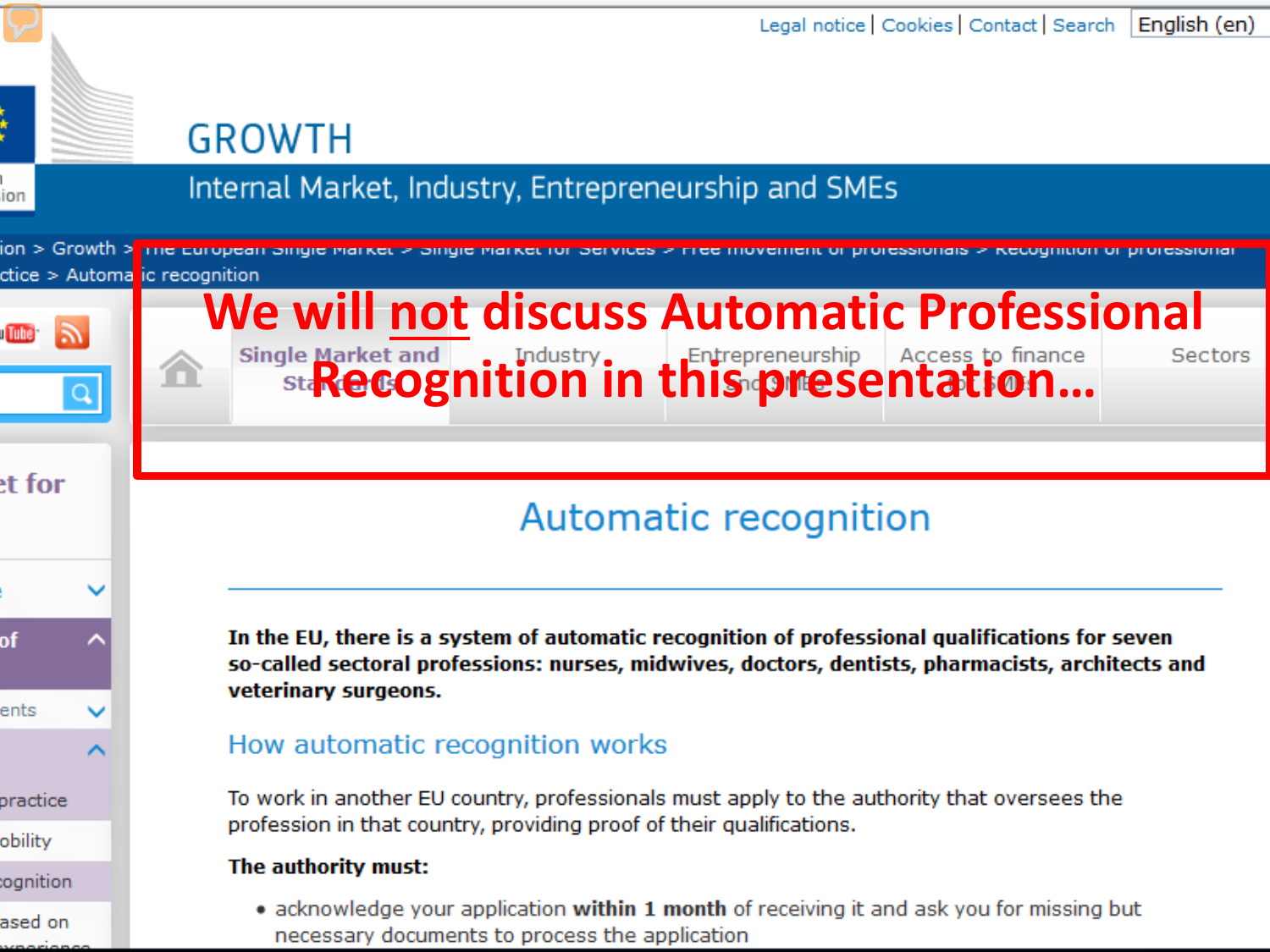Legal notice | Cookies | Contact | Search | English (en)

GROWTH

Internal Market, Industry, Entrepreneurship and SMEs

ion > Growth > The European Single Market > Single Market for Services > Free movement of professionals > Recognition of professional ctice > Automatic recognition

**We will <u>not</u> discuss Automatic Professional Recognition in this presentation…**

Single Market and Standards | Industry | Entrepreneurship and SMEs | Access to finance for SMEs | Sectors

## Automatic recognition

**In the EU, there is a system of automatic recognition of professional qualifications for seven so-called sectoral professions: nurses, midwives, doctors, dentists, pharmacists, architects and veterinary surgeons.**

### How automatic recognition works

To work in another EU country, professionals must apply to the authority that oversees the profession in that country, providing proof of their qualifications.

**The authority must:**

- acknowledge your application **within 1 month** of receiving it and ask you for missing but necessary documents to process the application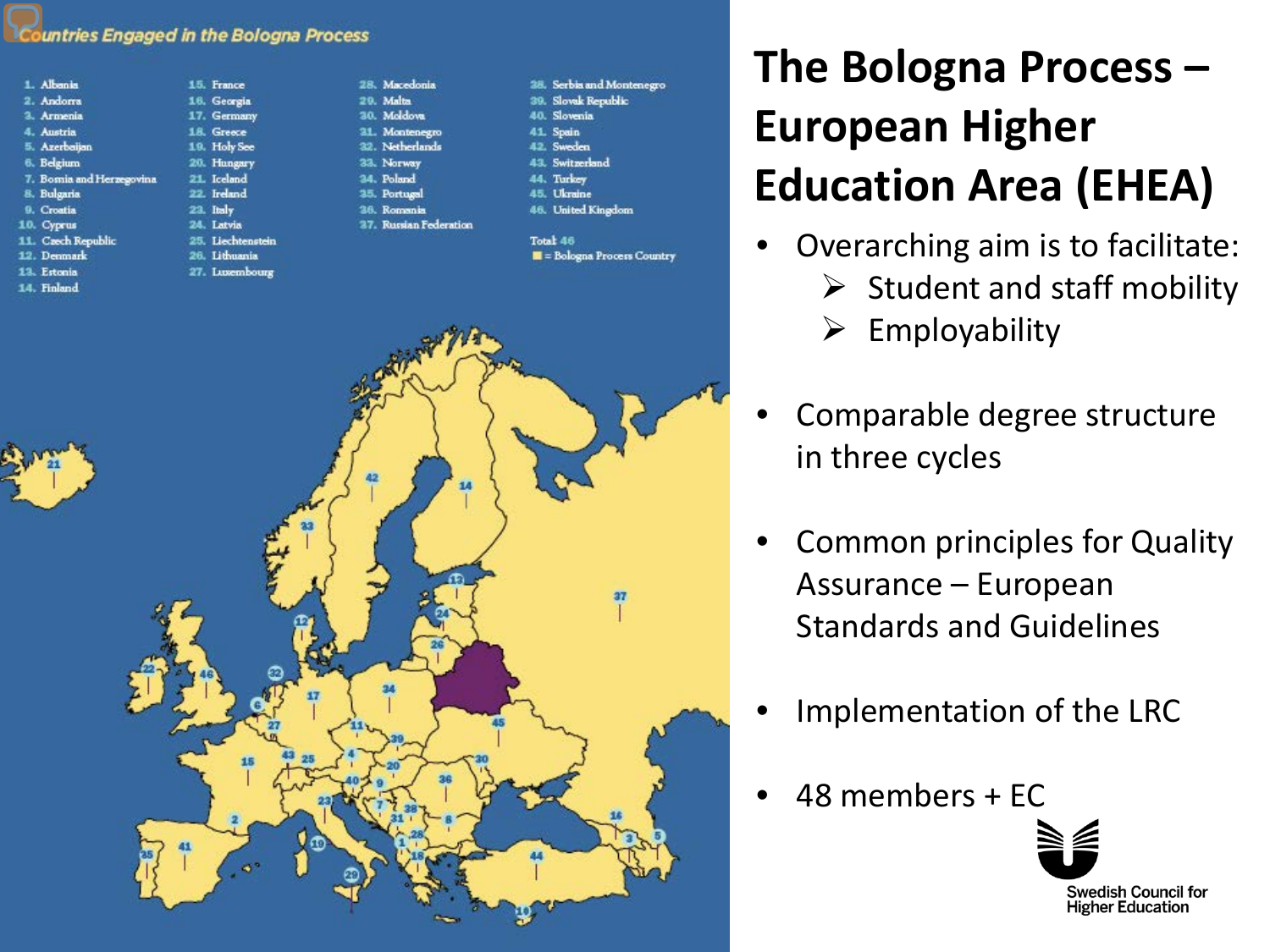# The Bologna Process – European Higher Education Area (EHEA)

**Countries Engaged in the Bologna Process**

1. Albania
2. Andorra
3. Armenia
4. Austria
5. Azerbaijan
6. Belgium
7. Bosnia and Herzegovina
8. Bulgaria
9. Croatia
10. Cyprus
11. Czech Republic
12. Denmark
13. Estonia
14. Finland
15. France
16. Georgia
17. Germany
18. Greece
19. Holy See
20. Hungary
21. Iceland
22. Ireland
23. Italy
24. Latvia
25. Liechtenstein
26. Lithuania
27. Luxembourg
28. Macedonia
29. Malta
30. Moldova
31. Montenegro
32. Netherlands
33. Norway
34. Poland
35. Portugal
36. Romania
37. Russian Federation
38. Serbia and Montenegro
39. Slovak Republic
40. Slovenia
41. Spain
42. Sweden
43. Switzerland
44. Turkey
45. Ukraine
46. United Kingdom

Total: 46

■ = Bologna Process Country

- Overarching aim is to facilitate:
  - Student and staff mobility
  - Employability
- Comparable degree structure in three cycles
- Common principles for Quality Assurance – European Standards and Guidelines
- Implementation of the LRC
- 48 members + EC

Swedish Council for Higher Education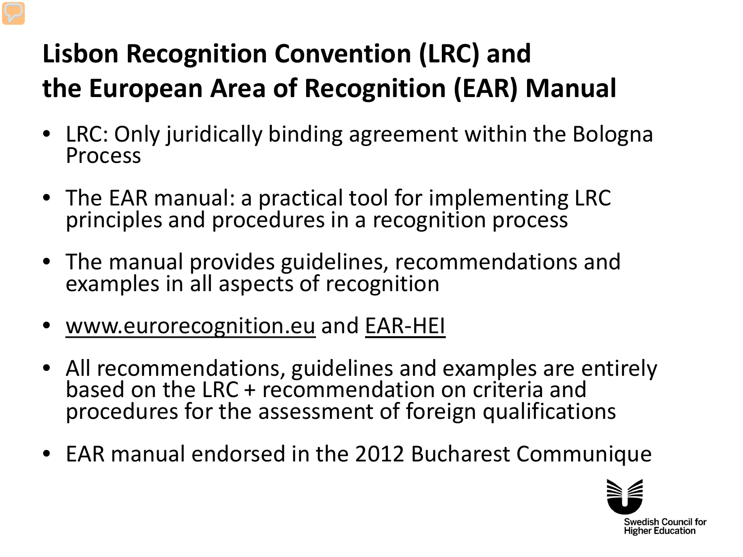# Lisbon Recognition Convention (LRC) and the European Area of Recognition (EAR) Manual

- LRC: Only juridically binding agreement within the Bologna Process
- The EAR manual: a practical tool for implementing LRC principles and procedures in a recognition process
- The manual provides guidelines, recommendations and examples in all aspects of recognition
- www.eurorecognition.eu and EAR-HEI
- All recommendations, guidelines and examples are entirely based on the LRC + recommendation on criteria and procedures for the assessment of foreign qualifications
- EAR manual endorsed in the 2012 Bucharest Communique

Swedish Council for Higher Education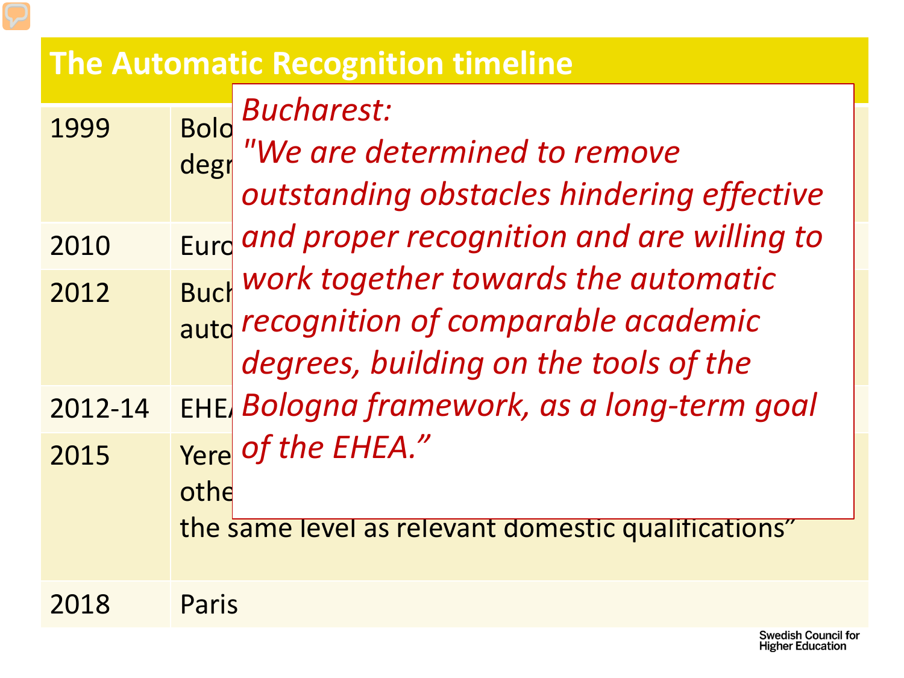# The Automatic Recognition timeline

| | |
|---|---|
| 1999 | Bolo… degr… |
| 2010 | Euro… |
| 2012 | Buch… auto… |
| 2012-14 | EHE… |
| 2015 | Yere… othe… the same level as relevant domestic qualifications" |
| 2018 | Paris |

*Bucharest:*

*"We are determined to remove outstanding obstacles hindering effective and proper recognition and are willing to work together towards the automatic recognition of comparable academic degrees, building on the tools of the Bologna framework, as a long-term goal of the EHEA."*

Swedish Council for Higher Education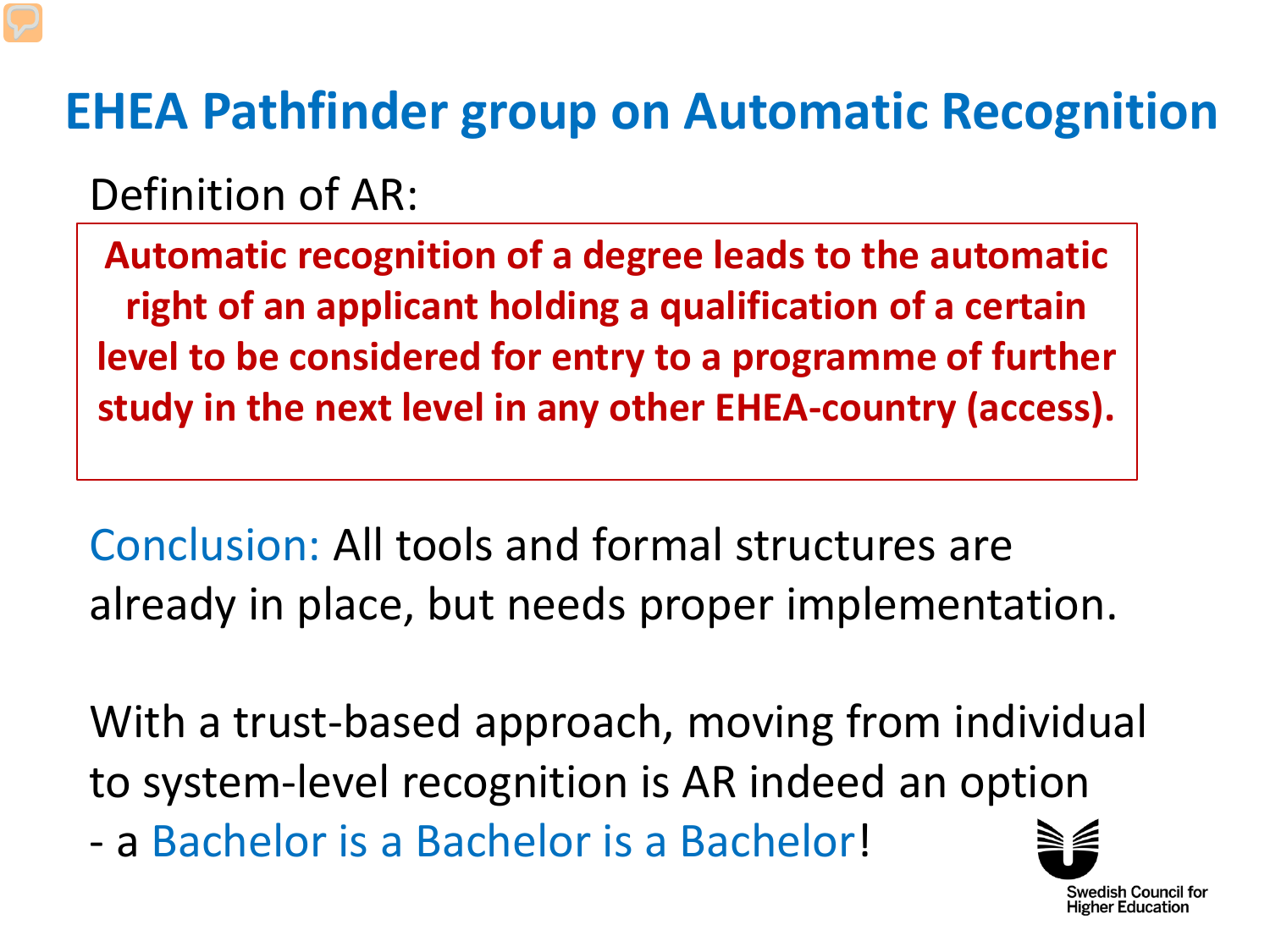# EHEA Pathfinder group on Automatic Recognition

Definition of AR:

**Automatic recognition of a degree leads to the automatic right of an applicant holding a qualification of a certain level to be considered for entry to a programme of further study in the next level in any other EHEA-country (access).**

Conclusion: All tools and formal structures are already in place, but needs proper implementation.

With a trust-based approach, moving from individual to system-level recognition is AR indeed an option - a Bachelor is a Bachelor is a Bachelor!

Swedish Council for Higher Education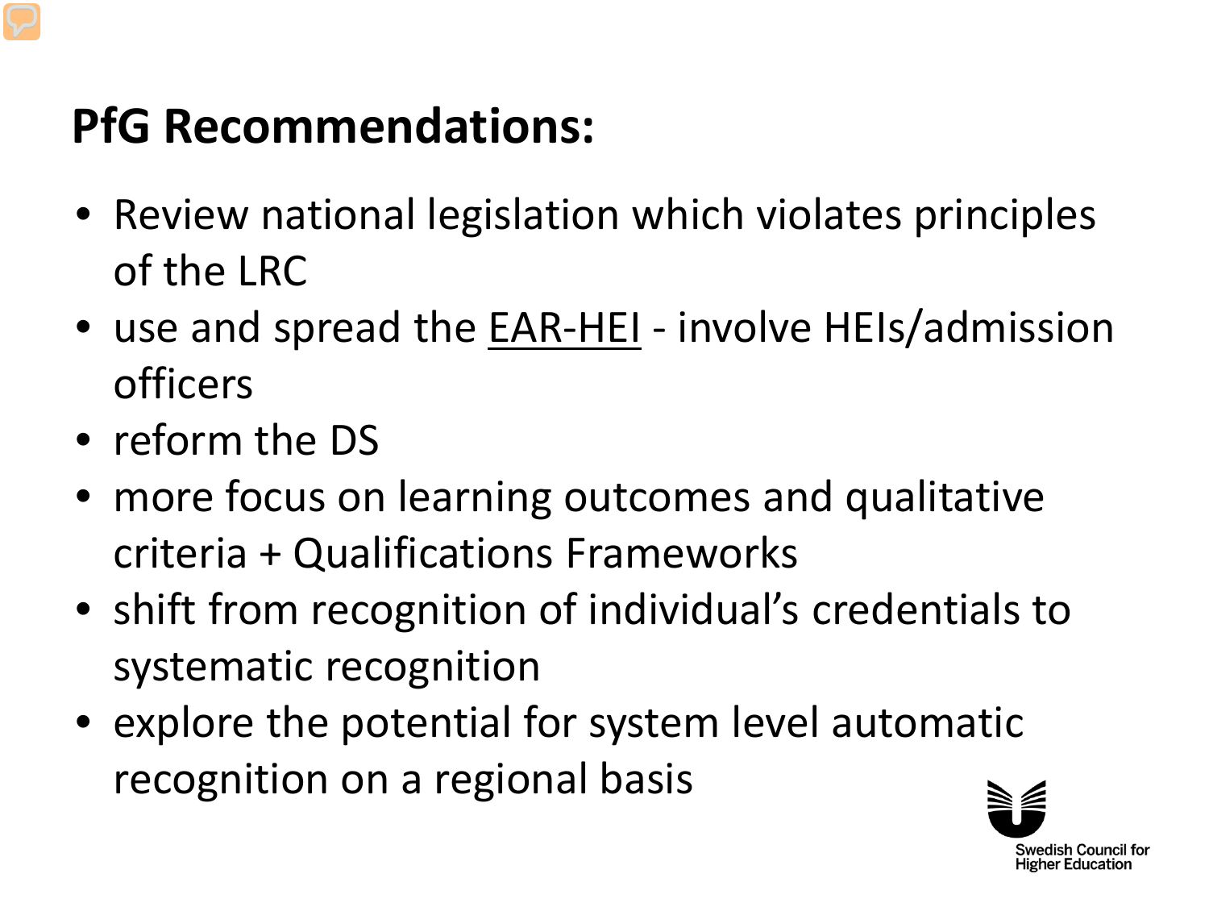# PfG Recommendations:

- Review national legislation which violates principles of the LRC
- use and spread the EAR-HEI - involve HEIs/admission officers
- reform the DS
- more focus on learning outcomes and qualitative criteria + Qualifications Frameworks
- shift from recognition of individual's credentials to systematic recognition
- explore the potential for system level automatic recognition on a regional basis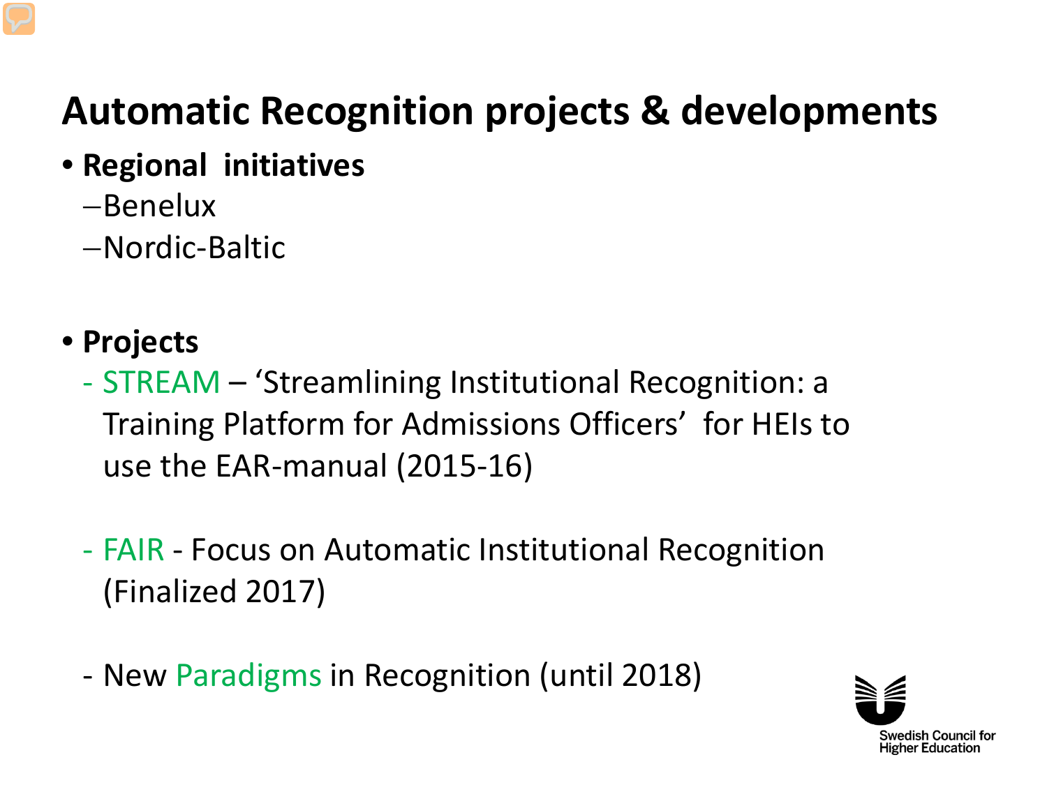# Automatic Recognition projects & developments

- **Regional initiatives**
  - Benelux
  - Nordic-Baltic

- **Projects**
  - STREAM – 'Streamlining Institutional Recognition: a Training Platform for Admissions Officers' for HEIs to use the EAR-manual (2015-16)
  - FAIR - Focus on Automatic Institutional Recognition (Finalized 2017)
  - New Paradigms in Recognition (until 2018)

Swedish Council for Higher Education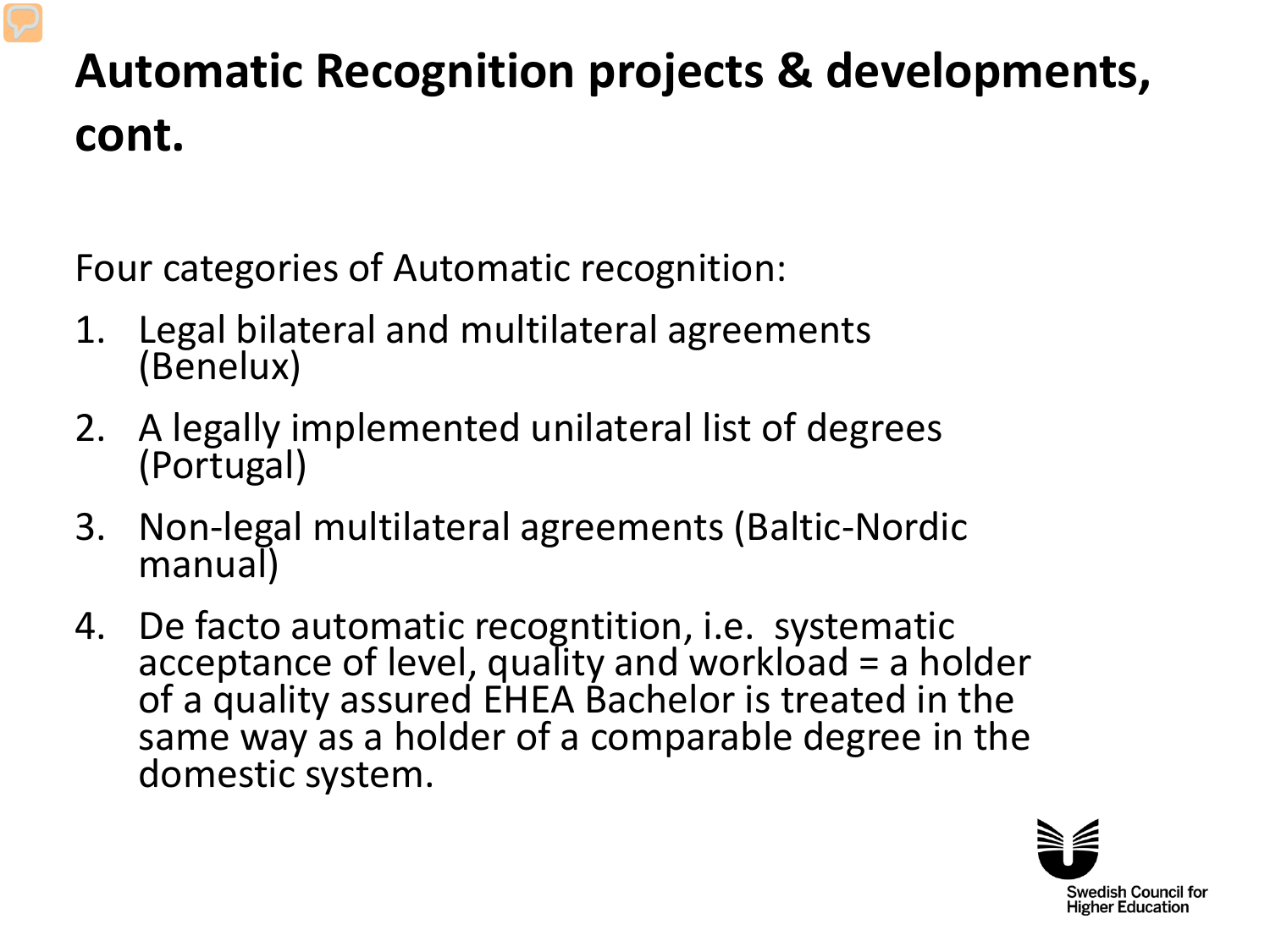# Automatic Recognition projects & developments, cont.

Four categories of Automatic recognition:

1. Legal bilateral and multilateral agreements (Benelux)
2. A legally implemented unilateral list of degrees (Portugal)
3. Non-legal multilateral agreements (Baltic-Nordic manual)
4. De facto automatic recogntition, i.e. systematic acceptance of level, quality and workload = a holder of a quality assured EHEA Bachelor is treated in the same way as a holder of a comparable degree in the domestic system.

Swedish Council for Higher Education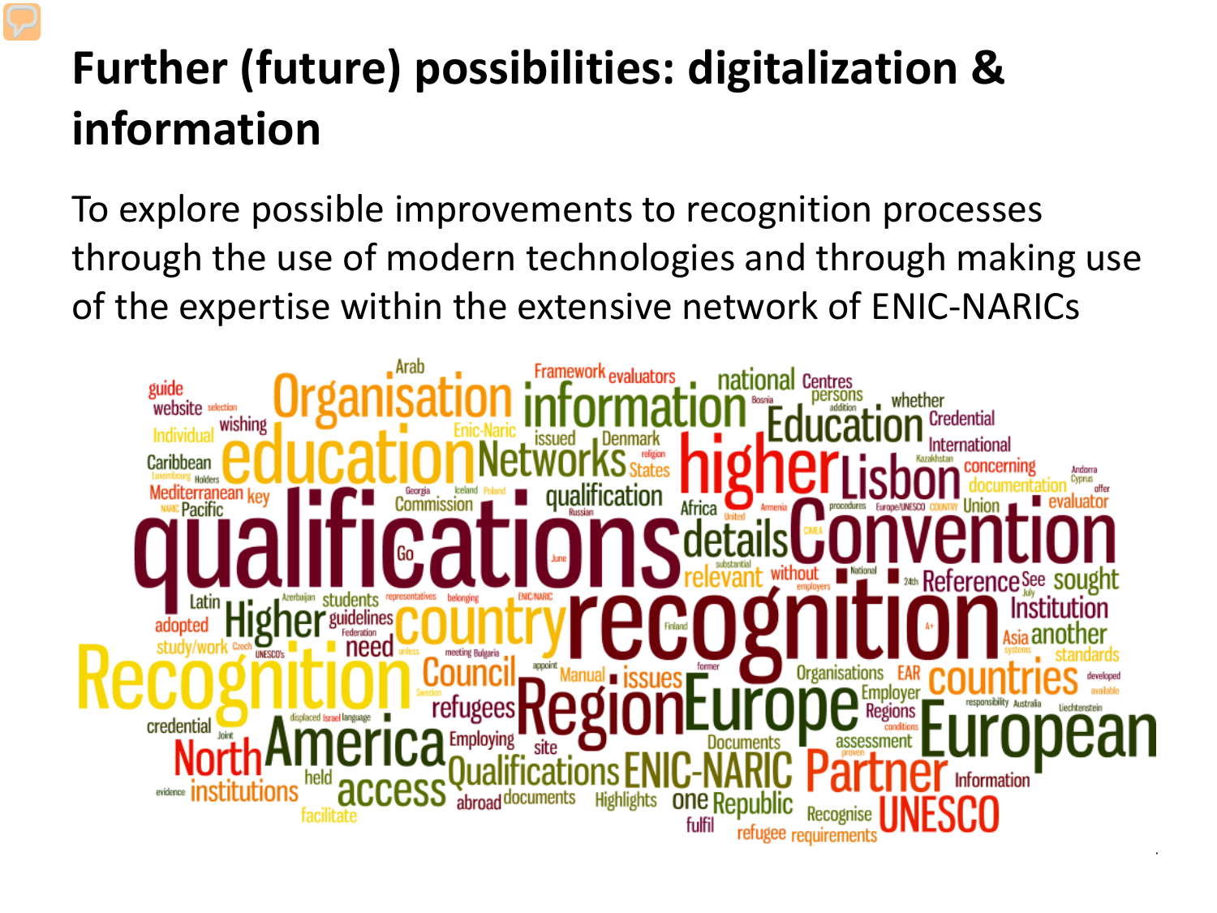# Further (future) possibilities: digitalization & information

To explore possible improvements to recognition processes through the use of modern technologies and through making use of the expertise within the extensive network of ENIC-NARICs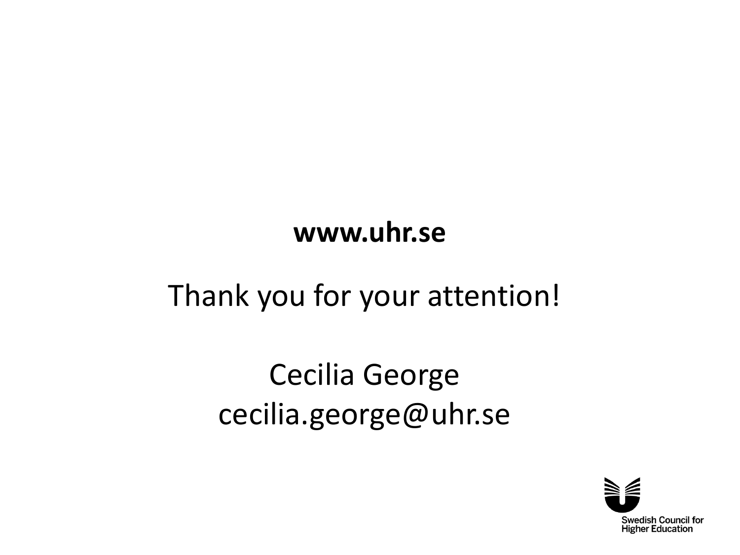**www.uhr.se**

Thank you for your attention!

Cecilia George
cecilia.george@uhr.se

Swedish Council for Higher Education